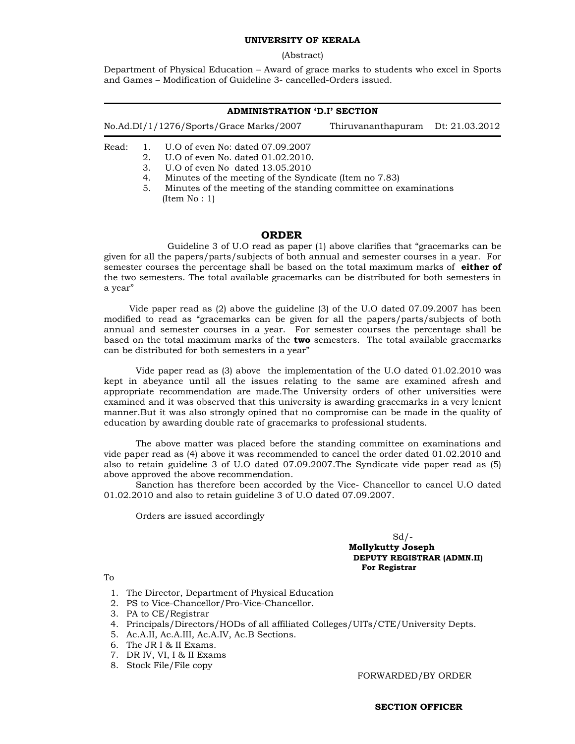**UNIVERSITY OF KERALA**

(Abstract)

Department of Physical Education – Award of grace marks to students who excel in Sports and Games – Modification of Guideline 3- cancelled-Orders issued.

---

**ADMINISTRATION 'D.I' SECTION**

No.Ad.DI/1/1276/Sports/Grace Marks/2007 Thiruvananthapuram Dt: 21.03.2012

---

Read:
1. U.O of even No: dated 07.09.2007
2. U.O of even No. dated 01.02.2010.
3. U.O of even No dated 13.05.2010
4. Minutes of the meeting of the Syndicate (Item no 7.83)
5. Minutes of the meeting of the standing committee on examinations (Item No : 1)

## ORDER

Guideline 3 of U.O read as paper (1) above clarifies that "gracemarks can be given for all the papers/parts/subjects of both annual and semester courses in a year. For semester courses the percentage shall be based on the total maximum marks of **either of** the two semesters. The total available gracemarks can be distributed for both semesters in a year"

Vide paper read as (2) above the guideline (3) of the U.O dated 07.09.2007 has been modified to read as "gracemarks can be given for all the papers/parts/subjects of both annual and semester courses in a year. For semester courses the percentage shall be based on the total maximum marks of the **two** semesters. The total available gracemarks can be distributed for both semesters in a year"

Vide paper read as (3) above the implementation of the U.O dated 01.02.2010 was kept in abeyance until all the issues relating to the same are examined afresh and appropriate recommendation are made.The University orders of other universities were examined and it was observed that this university is awarding gracemarks in a very lenient manner.But it was also strongly opined that no compromise can be made in the quality of education by awarding double rate of gracemarks to professional students.

The above matter was placed before the standing committee on examinations and vide paper read as (4) above it was recommended to cancel the order dated 01.02.2010 and also to retain guideline 3 of U.O dated 07.09.2007.The Syndicate vide paper read as (5) above approved the above recommendation.

Sanction has therefore been accorded by the Vice- Chancellor to cancel U.O dated 01.02.2010 and also to retain guideline 3 of U.O dated 07.09.2007.

Orders are issued accordingly

Sd/-
**Mollykutty Joseph**
**DEPUTY REGISTRAR (ADMN.II)**
**For Registrar**

To

1. The Director, Department of Physical Education
2. PS to Vice-Chancellor/Pro-Vice-Chancellor.
3. PA to CE/Registrar
4. Principals/Directors/HODs of all affiliated Colleges/UITs/CTE/University Depts.
5. Ac.A.II, Ac.A.III, Ac.A.IV, Ac.B Sections.
6. The JR I & II Exams.
7. DR IV, VI, I & II Exams
8. Stock File/File copy

FORWARDED/BY ORDER

**SECTION OFFICER**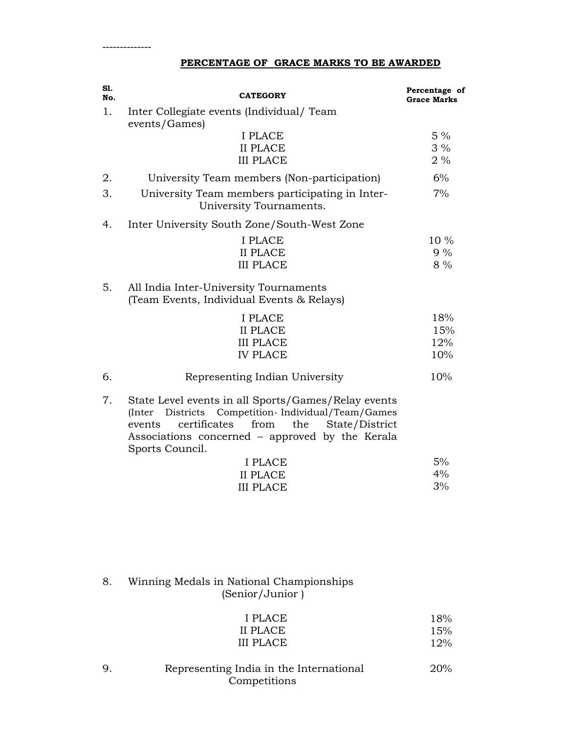--------------

## PERCENTAGE OF GRACE MARKS TO BE AWARDED

| Sl. No. | CATEGORY | Percentage of Grace Marks |
|---|---|---|
| 1. | Inter Collegiate events (Individual/ Team events/Games) | |
| | I PLACE | 5 % |
| | II PLACE | 3 % |
| | III PLACE | 2 % |
| 2. | University Team members (Non-participation) | 6% |
| 3. | University Team members participating in Inter-University Tournaments. | 7% |
| 4. | Inter University South Zone/South-West Zone | |
| | I PLACE | 10 % |
| | II PLACE | 9 % |
| | III PLACE | 8 % |
| 5. | All India Inter-University Tournaments (Team Events, Individual Events & Relays) | |
| | I PLACE | 18% |
| | II PLACE | 15% |
| | III PLACE | 12% |
| | IV PLACE | 10% |
| 6. | Representing Indian University | 10% |
| 7. | State Level events in all Sports/Games/Relay events (Inter Districts Competition- Individual/Team/Games events certificates from the State/District Associations concerned – approved by the Kerala Sports Council. | |
| | I PLACE | 5% |
| | II PLACE | 4% |
| | III PLACE | 3% |
| 8. | Winning Medals in National Championships (Senior/Junior ) | |
| | I PLACE | 18% |
| | II PLACE | 15% |
| | III PLACE | 12% |
| 9. | Representing India in the International Competitions | 20% |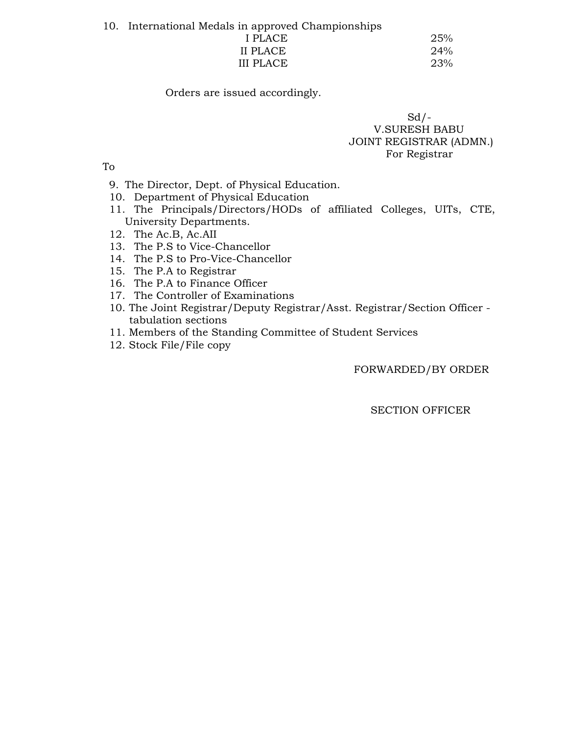10. International Medals in approved Championships

| | |
|---|---|
| I PLACE | 25% |
| II PLACE | 24% |
| III PLACE | 23% |

Orders are issued accordingly.

Sd/-
V.SURESH BABU
JOINT REGISTRAR (ADMN.)
For Registrar

To

9. The Director, Dept. of Physical Education.
10. Department of Physical Education
11. The Principals/Directors/HODs of affiliated Colleges, UITs, CTE, University Departments.
12. The Ac.B, Ac.AII
13. The P.S to Vice-Chancellor
14. The P.S to Pro-Vice-Chancellor
15. The P.A to Registrar
16. The P.A to Finance Officer
17. The Controller of Examinations
10. The Joint Registrar/Deputy Registrar/Asst. Registrar/Section Officer - tabulation sections
11. Members of the Standing Committee of Student Services
12. Stock File/File copy

FORWARDED/BY ORDER

SECTION OFFICER